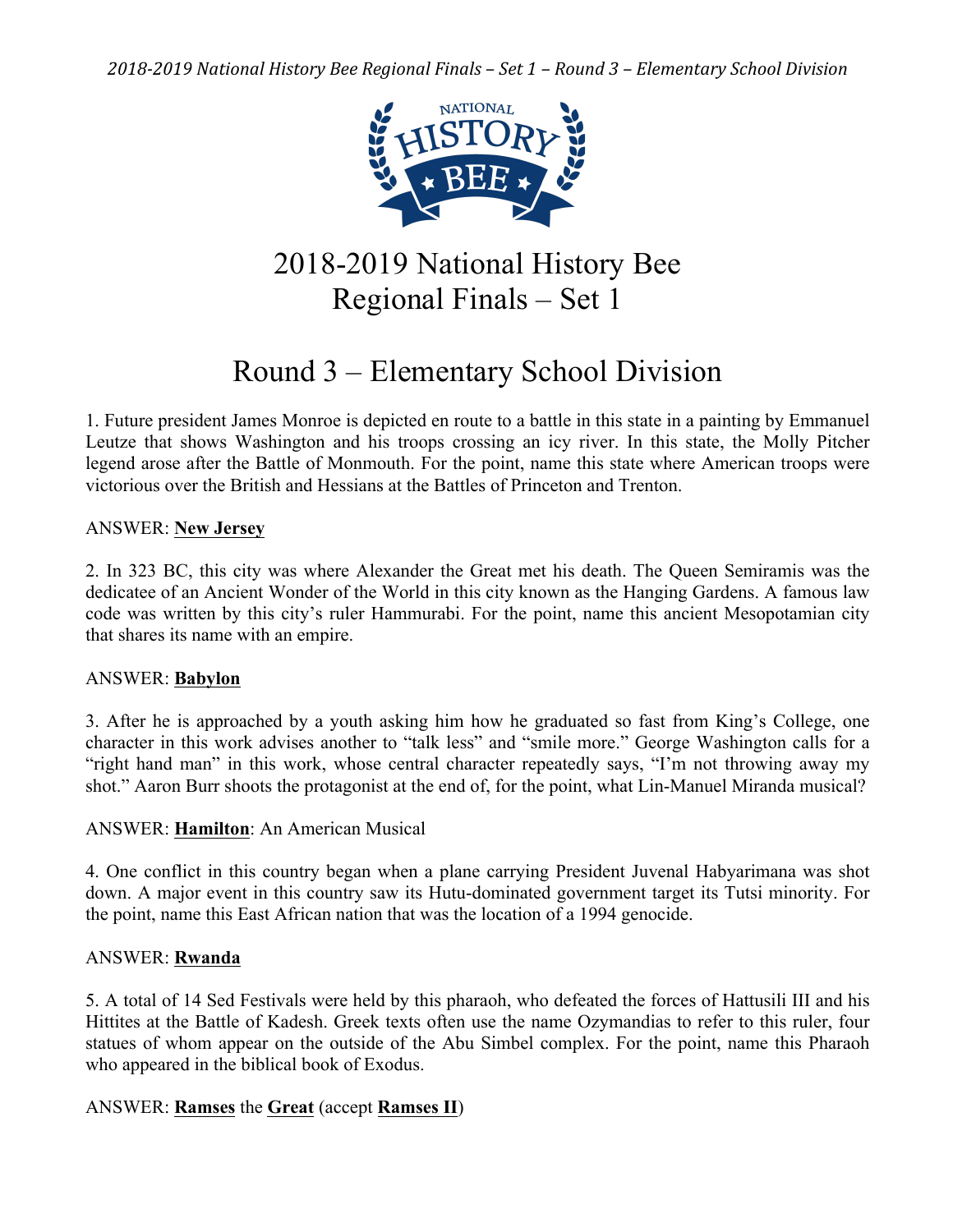# 2018-2019 National History Bee Regional Finals – Set 1

## Round 3 – Elementary School Division

1. Future president James Monroe is depicted en route to a battle in this state in a painting by Emmanuel Leutze that shows Washington and his troops crossing an icy river. In this state, the Molly Pitcher legend arose after the Battle of Monmouth. For the point, name this state where American troops were victorious over the British and Hessians at the Battles of Princeton and Trenton.

ANSWER: **New Jersey**

2. In 323 BC, this city was where Alexander the Great met his death. The Queen Semiramis was the dedicatee of an Ancient Wonder of the World in this city known as the Hanging Gardens. A famous law code was written by this city's ruler Hammurabi. For the point, name this ancient Mesopotamian city that shares its name with an empire.

ANSWER: **Babylon**

3. After he is approached by a youth asking him how he graduated so fast from King's College, one character in this work advises another to "talk less" and "smile more." George Washington calls for a "right hand man" in this work, whose central character repeatedly says, "I'm not throwing away my shot." Aaron Burr shoots the protagonist at the end of, for the point, what Lin-Manuel Miranda musical?

ANSWER: **Hamilton**: An American Musical

4. One conflict in this country began when a plane carrying President Juvenal Habyarimana was shot down. A major event in this country saw its Hutu-dominated government target its Tutsi minority. For the point, name this East African nation that was the location of a 1994 genocide.

ANSWER: **Rwanda**

5. A total of 14 Sed Festivals were held by this pharaoh, who defeated the forces of Hattusili III and his Hittites at the Battle of Kadesh. Greek texts often use the name Ozymandias to refer to this ruler, four statues of whom appear on the outside of the Abu Simbel complex. For the point, name this Pharaoh who appeared in the biblical book of Exodus.

ANSWER: **Ramses** the **Great** (accept **Ramses II**)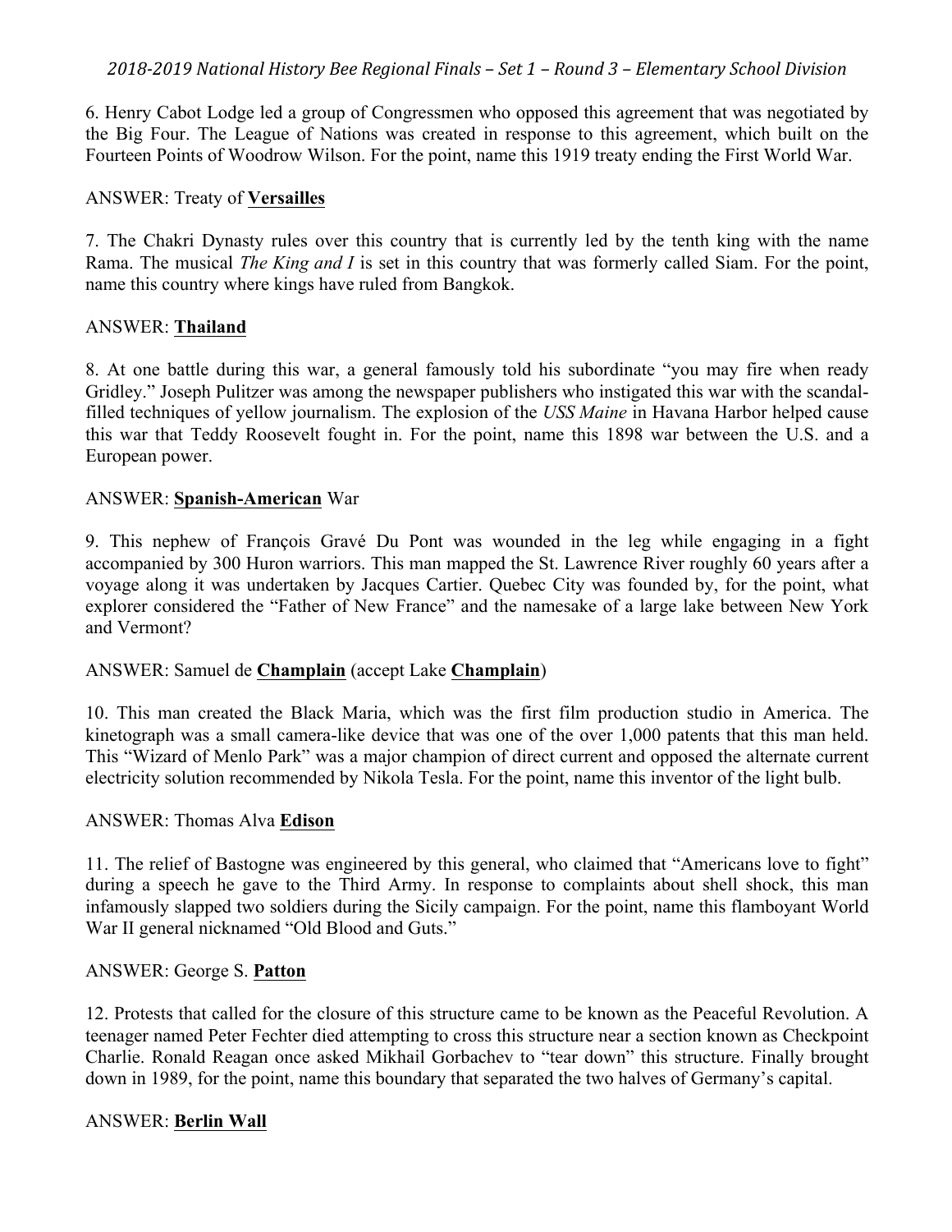6. Henry Cabot Lodge led a group of Congressmen who opposed this agreement that was negotiated by the Big Four. The League of Nations was created in response to this agreement, which built on the Fourteen Points of Woodrow Wilson. For the point, name this 1919 treaty ending the First World War.

ANSWER: Treaty of **Versailles**

7. The Chakri Dynasty rules over this country that is currently led by the tenth king with the name Rama. The musical *The King and I* is set in this country that was formerly called Siam. For the point, name this country where kings have ruled from Bangkok.

ANSWER: **Thailand**

8. At one battle during this war, a general famously told his subordinate "you may fire when ready Gridley." Joseph Pulitzer was among the newspaper publishers who instigated this war with the scandal-filled techniques of yellow journalism. The explosion of the *USS Maine* in Havana Harbor helped cause this war that Teddy Roosevelt fought in. For the point, name this 1898 war between the U.S. and a European power.

ANSWER: **Spanish-American** War

9. This nephew of François Gravé Du Pont was wounded in the leg while engaging in a fight accompanied by 300 Huron warriors. This man mapped the St. Lawrence River roughly 60 years after a voyage along it was undertaken by Jacques Cartier. Quebec City was founded by, for the point, what explorer considered the "Father of New France" and the namesake of a large lake between New York and Vermont?

ANSWER: Samuel de **Champlain** (accept Lake **Champlain**)

10. This man created the Black Maria, which was the first film production studio in America. The kinetograph was a small camera-like device that was one of the over 1,000 patents that this man held. This "Wizard of Menlo Park" was a major champion of direct current and opposed the alternate current electricity solution recommended by Nikola Tesla. For the point, name this inventor of the light bulb.

ANSWER: Thomas Alva **Edison**

11. The relief of Bastogne was engineered by this general, who claimed that "Americans love to fight" during a speech he gave to the Third Army. In response to complaints about shell shock, this man infamously slapped two soldiers during the Sicily campaign. For the point, name this flamboyant World War II general nicknamed "Old Blood and Guts."

ANSWER: George S. **Patton**

12. Protests that called for the closure of this structure came to be known as the Peaceful Revolution. A teenager named Peter Fechter died attempting to cross this structure near a section known as Checkpoint Charlie. Ronald Reagan once asked Mikhail Gorbachev to "tear down" this structure. Finally brought down in 1989, for the point, name this boundary that separated the two halves of Germany's capital.

ANSWER: **Berlin Wall**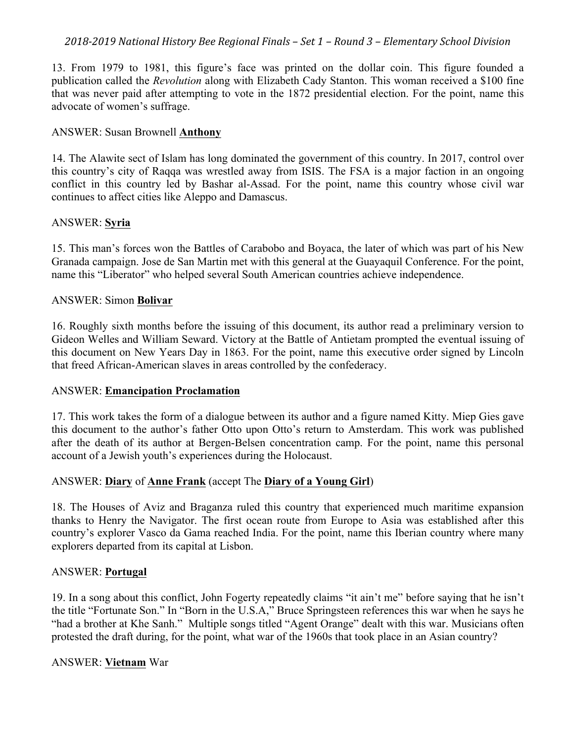13. From 1979 to 1981, this figure's face was printed on the dollar coin. This figure founded a publication called the *Revolution* along with Elizabeth Cady Stanton. This woman received a $100 fine that was never paid after attempting to vote in the 1872 presidential election. For the point, name this advocate of women's suffrage.

ANSWER: Susan Brownell **Anthony**

14. The Alawite sect of Islam has long dominated the government of this country. In 2017, control over this country's city of Raqqa was wrestled away from ISIS. The FSA is a major faction in an ongoing conflict in this country led by Bashar al-Assad. For the point, name this country whose civil war continues to affect cities like Aleppo and Damascus.

ANSWER: **Syria**

15. This man's forces won the Battles of Carabobo and Boyaca, the later of which was part of his New Granada campaign. Jose de San Martin met with this general at the Guayaquil Conference. For the point, name this "Liberator" who helped several South American countries achieve independence.

ANSWER: Simon **Bolivar**

16. Roughly sixth months before the issuing of this document, its author read a preliminary version to Gideon Welles and William Seward. Victory at the Battle of Antietam prompted the eventual issuing of this document on New Years Day in 1863. For the point, name this executive order signed by Lincoln that freed African-American slaves in areas controlled by the confederacy.

ANSWER: **Emancipation Proclamation**

17. This work takes the form of a dialogue between its author and a figure named Kitty. Miep Gies gave this document to the author's father Otto upon Otto's return to Amsterdam. This work was published after the death of its author at Bergen-Belsen concentration camp. For the point, name this personal account of a Jewish youth's experiences during the Holocaust.

ANSWER: **Diary** of **Anne Frank** (accept The **Diary of a Young Girl**)

18. The Houses of Aviz and Braganza ruled this country that experienced much maritime expansion thanks to Henry the Navigator. The first ocean route from Europe to Asia was established after this country's explorer Vasco da Gama reached India. For the point, name this Iberian country where many explorers departed from its capital at Lisbon.

ANSWER: **Portugal**

19. In a song about this conflict, John Fogerty repeatedly claims "it ain't me" before saying that he isn't the title "Fortunate Son." In "Born in the U.S.A," Bruce Springsteen references this war when he says he "had a brother at Khe Sanh." Multiple songs titled "Agent Orange" dealt with this war. Musicians often protested the draft during, for the point, what war of the 1960s that took place in an Asian country?

ANSWER: **Vietnam** War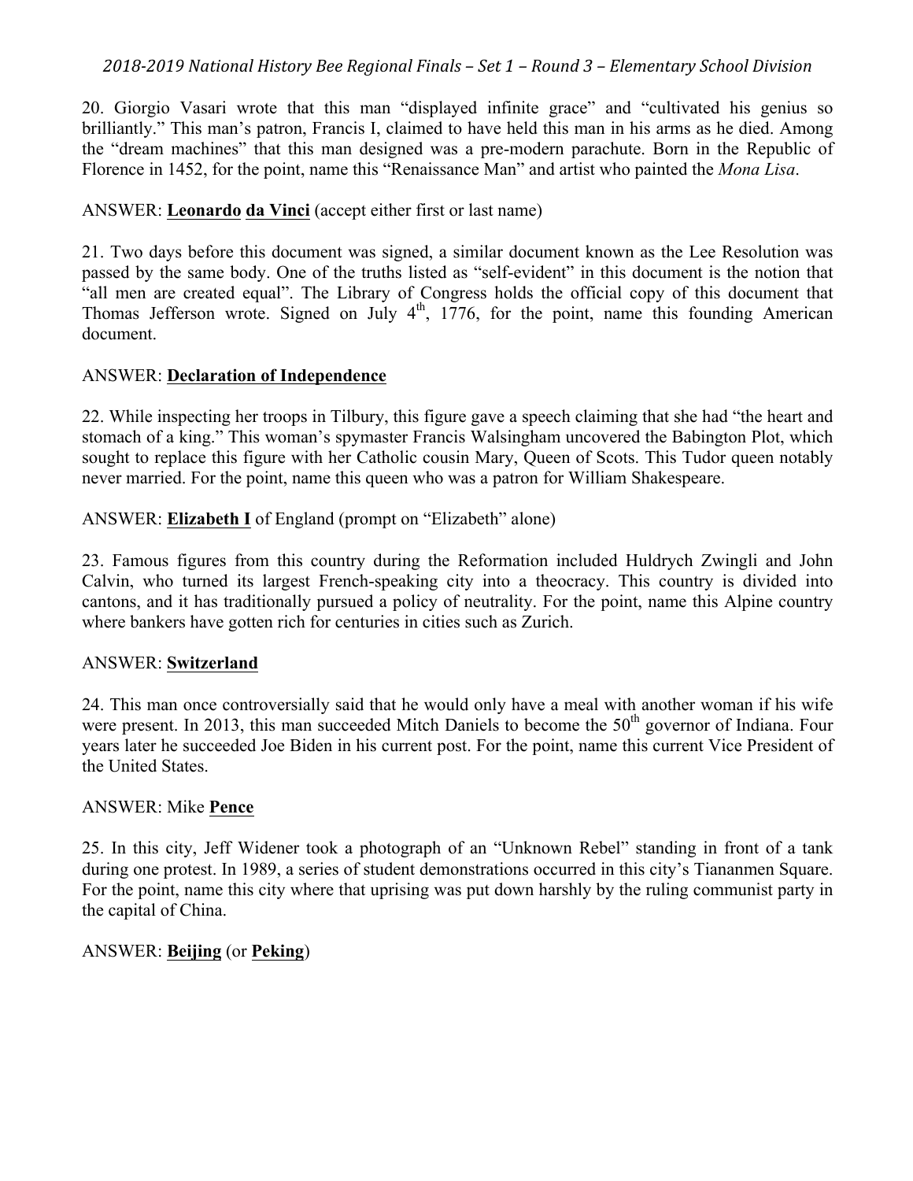20. Giorgio Vasari wrote that this man “displayed infinite grace” and “cultivated his genius so brilliantly.” This man’s patron, Francis I, claimed to have held this man in his arms as he died. Among the “dream machines” that this man designed was a pre-modern parachute. Born in the Republic of Florence in 1452, for the point, name this “Renaissance Man” and artist who painted the *Mona Lisa*.

ANSWER: **Leonardo da Vinci** (accept either first or last name)

21. Two days before this document was signed, a similar document known as the Lee Resolution was passed by the same body. One of the truths listed as “self-evident” in this document is the notion that “all men are created equal”. The Library of Congress holds the official copy of this document that Thomas Jefferson wrote. Signed on July 4th, 1776, for the point, name this founding American document.

ANSWER: **Declaration of Independence**

22. While inspecting her troops in Tilbury, this figure gave a speech claiming that she had “the heart and stomach of a king.” This woman’s spymaster Francis Walsingham uncovered the Babington Plot, which sought to replace this figure with her Catholic cousin Mary, Queen of Scots. This Tudor queen notably never married. For the point, name this queen who was a patron for William Shakespeare.

ANSWER: **Elizabeth I** of England (prompt on “Elizabeth” alone)

23. Famous figures from this country during the Reformation included Huldrych Zwingli and John Calvin, who turned its largest French-speaking city into a theocracy. This country is divided into cantons, and it has traditionally pursued a policy of neutrality. For the point, name this Alpine country where bankers have gotten rich for centuries in cities such as Zurich.

ANSWER: **Switzerland**

24. This man once controversially said that he would only have a meal with another woman if his wife were present. In 2013, this man succeeded Mitch Daniels to become the 50th governor of Indiana. Four years later he succeeded Joe Biden in his current post. For the point, name this current Vice President of the United States.

ANSWER: Mike **Pence**

25. In this city, Jeff Widener took a photograph of an “Unknown Rebel” standing in front of a tank during one protest. In 1989, a series of student demonstrations occurred in this city’s Tiananmen Square. For the point, name this city where that uprising was put down harshly by the ruling communist party in the capital of China.

ANSWER: **Beijing** (or **Peking**)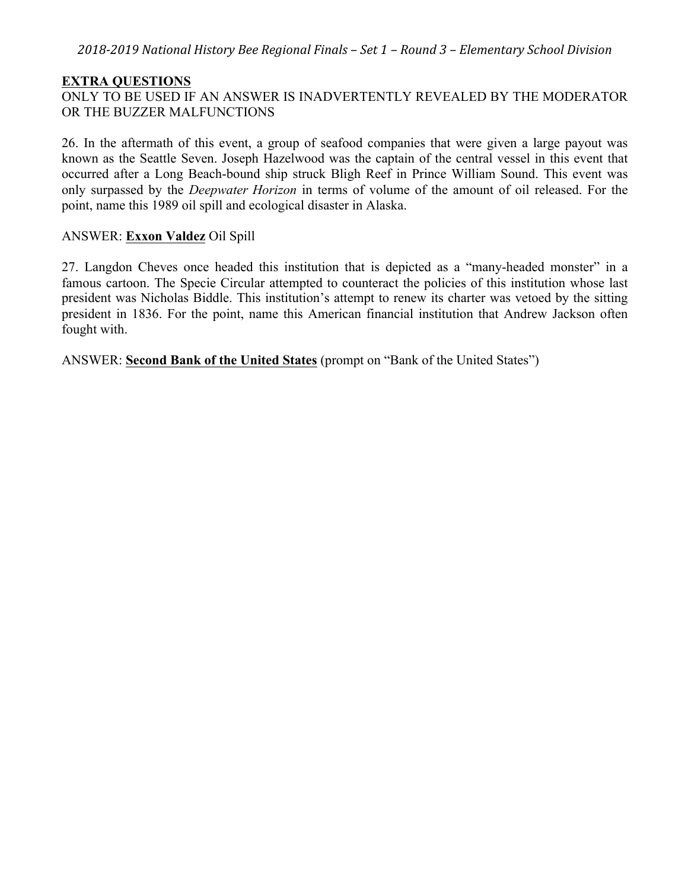**EXTRA QUESTIONS**

ONLY TO BE USED IF AN ANSWER IS INADVERTENTLY REVEALED BY THE MODERATOR OR THE BUZZER MALFUNCTIONS

26. In the aftermath of this event, a group of seafood companies that were given a large payout was known as the Seattle Seven. Joseph Hazelwood was the captain of the central vessel in this event that occurred after a Long Beach-bound ship struck Bligh Reef in Prince William Sound. This event was only surpassed by the *Deepwater Horizon* in terms of volume of the amount of oil released. For the point, name this 1989 oil spill and ecological disaster in Alaska.

ANSWER: **Exxon Valdez** Oil Spill

27. Langdon Cheves once headed this institution that is depicted as a "many-headed monster" in a famous cartoon. The Specie Circular attempted to counteract the policies of this institution whose last president was Nicholas Biddle. This institution's attempt to renew its charter was vetoed by the sitting president in 1836. For the point, name this American financial institution that Andrew Jackson often fought with.

ANSWER: **Second Bank of the United States** (prompt on "Bank of the United States")